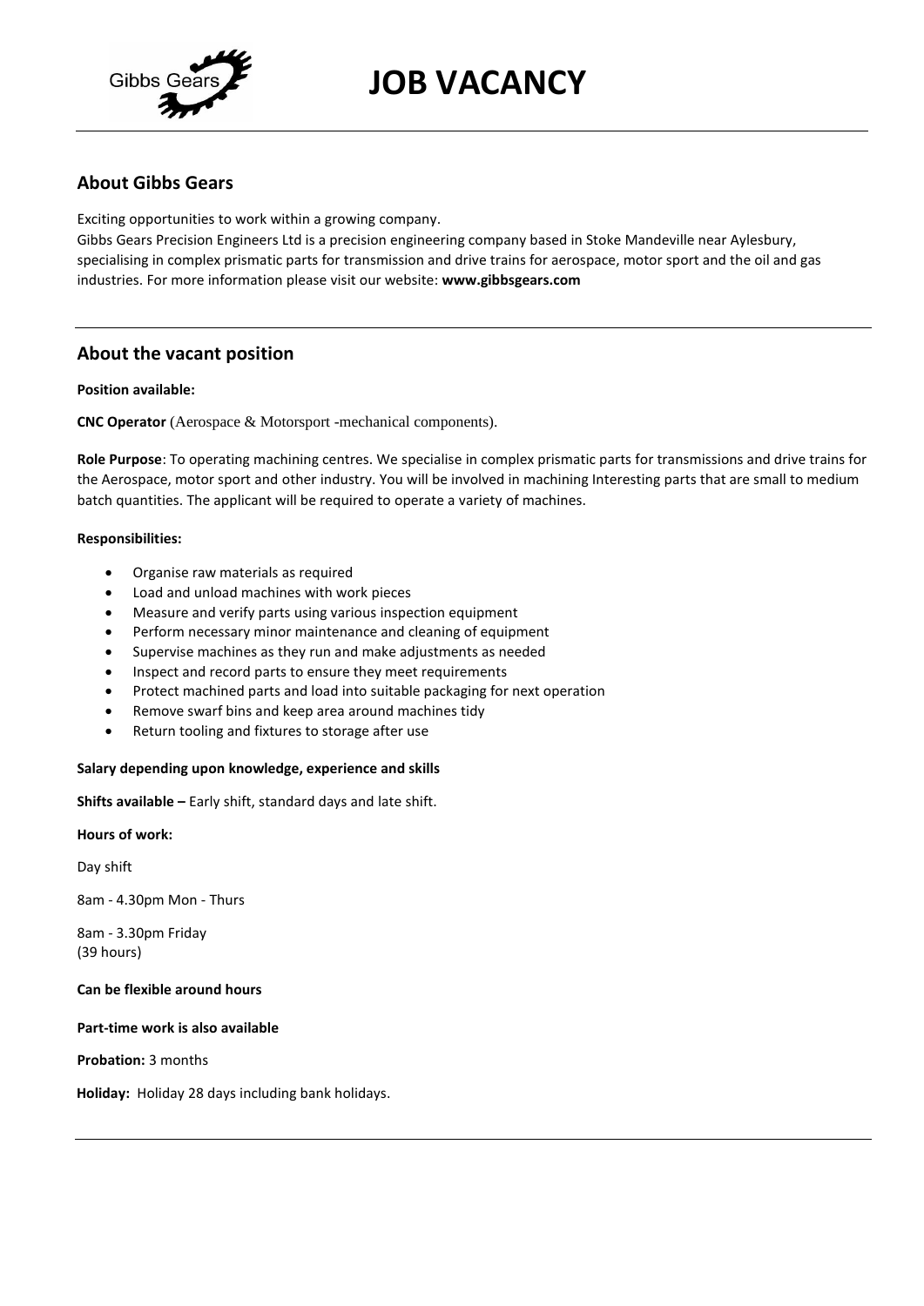# JOB VACANCY

## About Gibbs Gears

Exciting opportunities to work within a growing company.
Gibbs Gears Precision Engineers Ltd is a precision engineering company based in Stoke Mandeville near Aylesbury, specialising in complex prismatic parts for transmission and drive trains for aerospace, motor sport and the oil and gas industries. For more information please visit our website: **www.gibbsgears.com**

## About the vacant position

**Position available:**

**CNC Operator** (Aerospace & Motorsport -mechanical components).

**Role Purpose**: To operating machining centres. We specialise in complex prismatic parts for transmissions and drive trains for the Aerospace, motor sport and other industry. You will be involved in machining Interesting parts that are small to medium batch quantities. The applicant will be required to operate a variety of machines.

**Responsibilities:**

- Organise raw materials as required
- Load and unload machines with work pieces
- Measure and verify parts using various inspection equipment
- Perform necessary minor maintenance and cleaning of equipment
- Supervise machines as they run and make adjustments as needed
- Inspect and record parts to ensure they meet requirements
- Protect machined parts and load into suitable packaging for next operation
- Remove swarf bins and keep area around machines tidy
- Return tooling and fixtures to storage after use

**Salary depending upon knowledge, experience and skills**

**Shifts available –** Early shift, standard days and late shift.

**Hours of work:**

Day shift

8am - 4.30pm Mon - Thurs

8am - 3.30pm Friday
(39 hours)

**Can be flexible around hours**

**Part-time work is also available**

**Probation:** 3 months

**Holiday:** Holiday 28 days including bank holidays.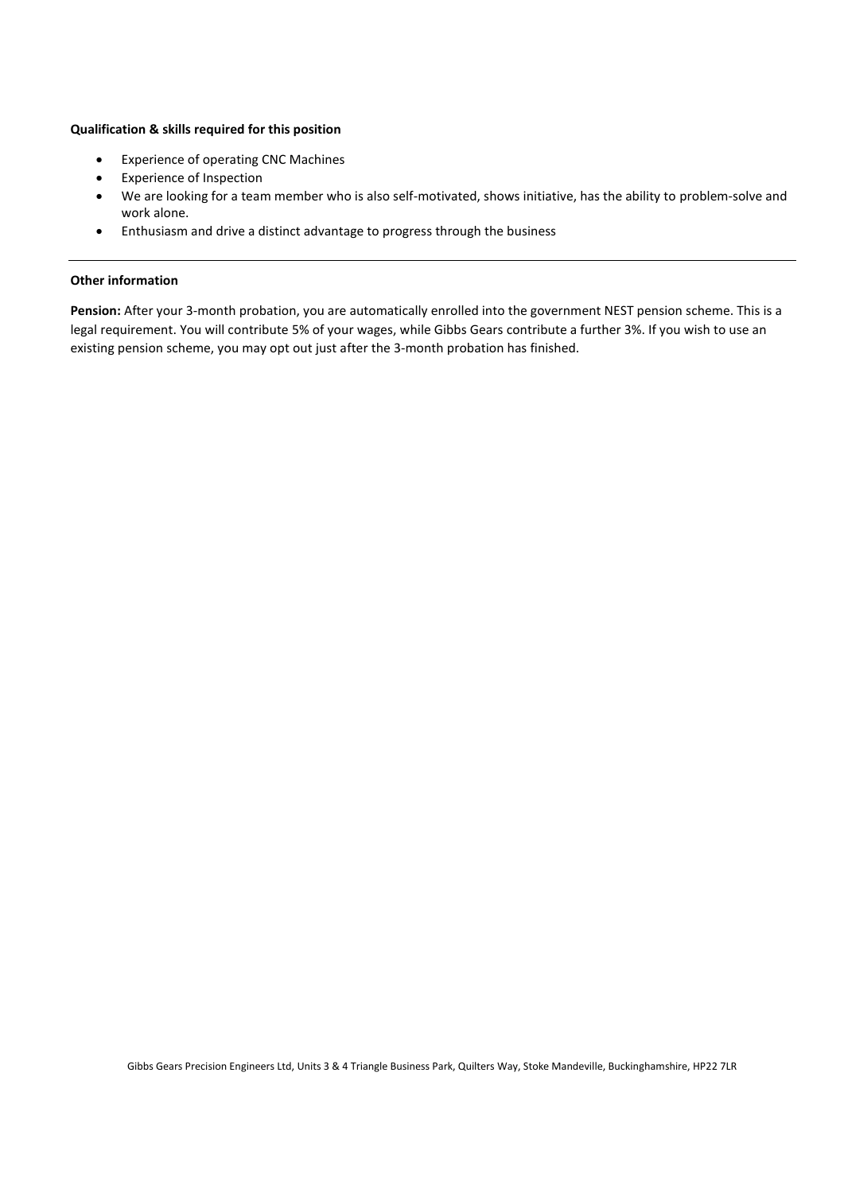**Qualification & skills required for this position**

- Experience of operating CNC Machines
- Experience of Inspection
- We are looking for a team member who is also self-motivated, shows initiative, has the ability to problem-solve and work alone.
- Enthusiasm and drive a distinct advantage to progress through the business

---

**Other information**

**Pension:** After your 3-month probation, you are automatically enrolled into the government NEST pension scheme. This is a legal requirement. You will contribute 5% of your wages, while Gibbs Gears contribute a further 3%. If you wish to use an existing pension scheme, you may opt out just after the 3-month probation has finished.